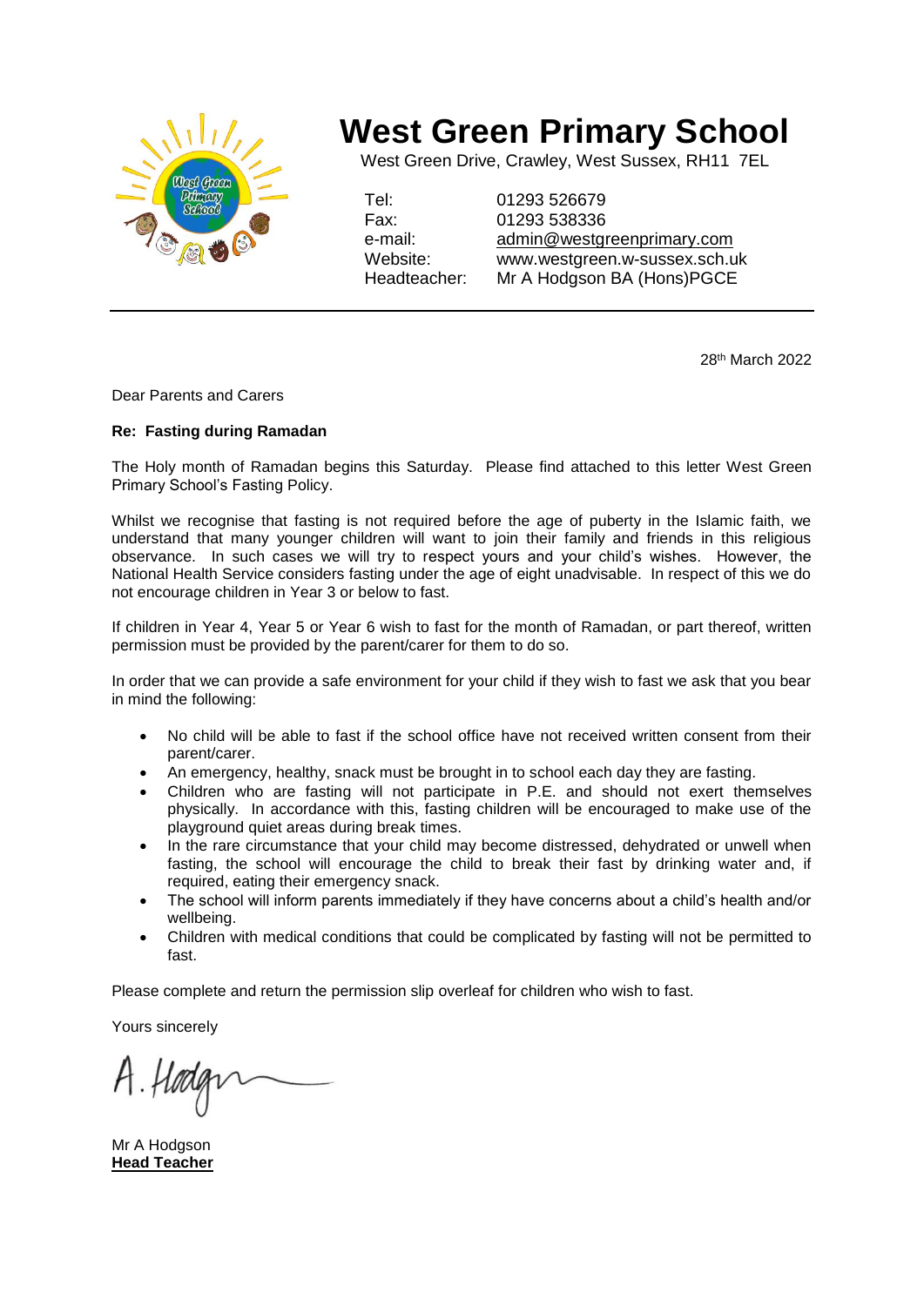# West Green Primary School

West Green Drive, Crawley, West Sussex, RH11 7EL

Tel: 01293 526679
Fax: 01293 538336
e-mail: admin@westgreenprimary.com
Website: www.westgreen.w-sussex.sch.uk
Headteacher: Mr A Hodgson BA (Hons)PGCE

---

28th March 2022

Dear Parents and Carers

**Re: Fasting during Ramadan**

The Holy month of Ramadan begins this Saturday. Please find attached to this letter West Green Primary School's Fasting Policy.

Whilst we recognise that fasting is not required before the age of puberty in the Islamic faith, we understand that many younger children will want to join their family and friends in this religious observance. In such cases we will try to respect yours and your child's wishes. However, the National Health Service considers fasting under the age of eight unadvisable. In respect of this we do not encourage children in Year 3 or below to fast.

If children in Year 4, Year 5 or Year 6 wish to fast for the month of Ramadan, or part thereof, written permission must be provided by the parent/carer for them to do so.

In order that we can provide a safe environment for your child if they wish to fast we ask that you bear in mind the following:

- No child will be able to fast if the school office have not received written consent from their parent/carer.
- An emergency, healthy, snack must be brought in to school each day they are fasting.
- Children who are fasting will not participate in P.E. and should not exert themselves physically. In accordance with this, fasting children will be encouraged to make use of the playground quiet areas during break times.
- In the rare circumstance that your child may become distressed, dehydrated or unwell when fasting, the school will encourage the child to break their fast by drinking water and, if required, eating their emergency snack.
- The school will inform parents immediately if they have concerns about a child's health and/or wellbeing.
- Children with medical conditions that could be complicated by fasting will not be permitted to fast.

Please complete and return the permission slip overleaf for children who wish to fast.

Yours sincerely

A. Hodgson

Mr A Hodgson
**Head Teacher**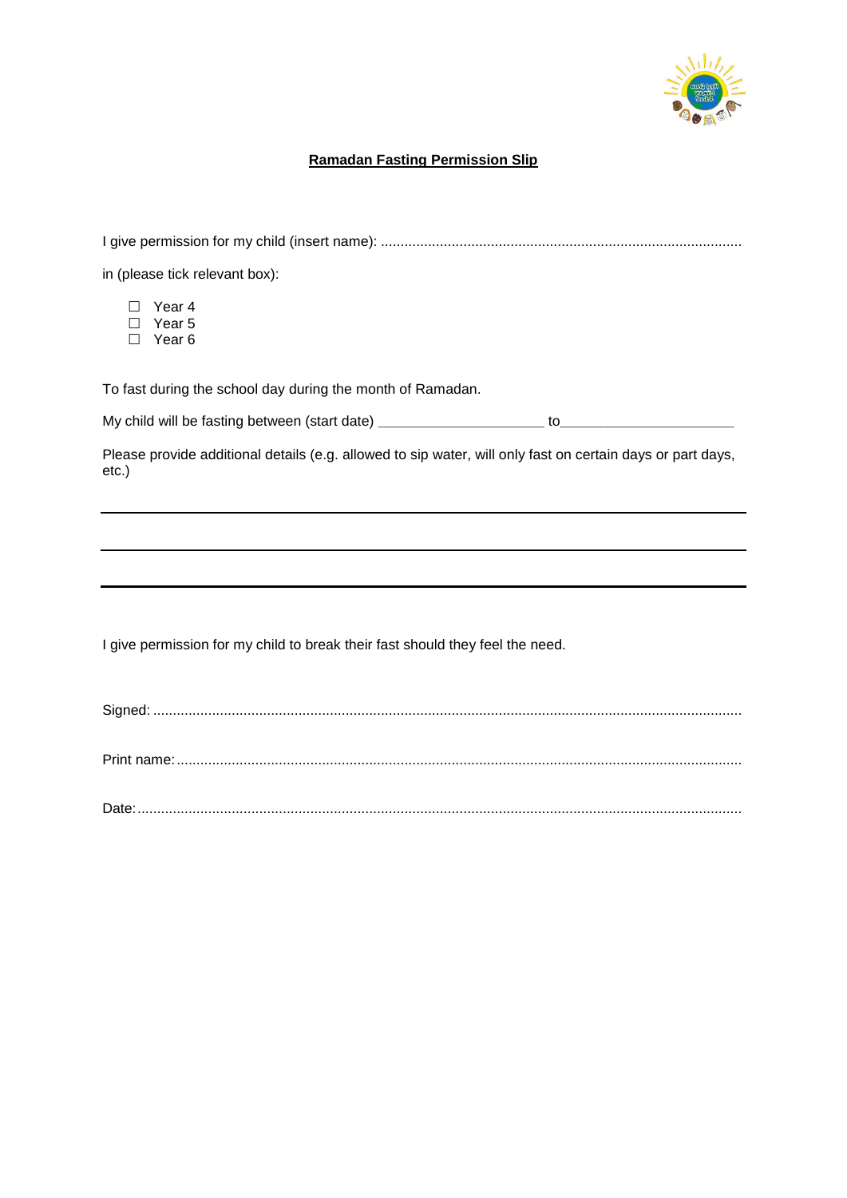**Ramadan Fasting Permission Slip**

I give permission for my child (insert name): ...........................................................................................

in (please tick relevant box):

- ☐ Year 4
- ☐ Year 5
- ☐ Year 6

To fast during the school day during the month of Ramadan.

My child will be fasting between (start date) _____________________ to______________________

Please provide additional details (e.g. allowed to sip water, will only fast on certain days or part days, etc.)

___

___

___

I give permission for my child to break their fast should they feel the need.

Signed: ....................................................................................................................................

Print name: ...............................................................................................................................

Date: .........................................................................................................................................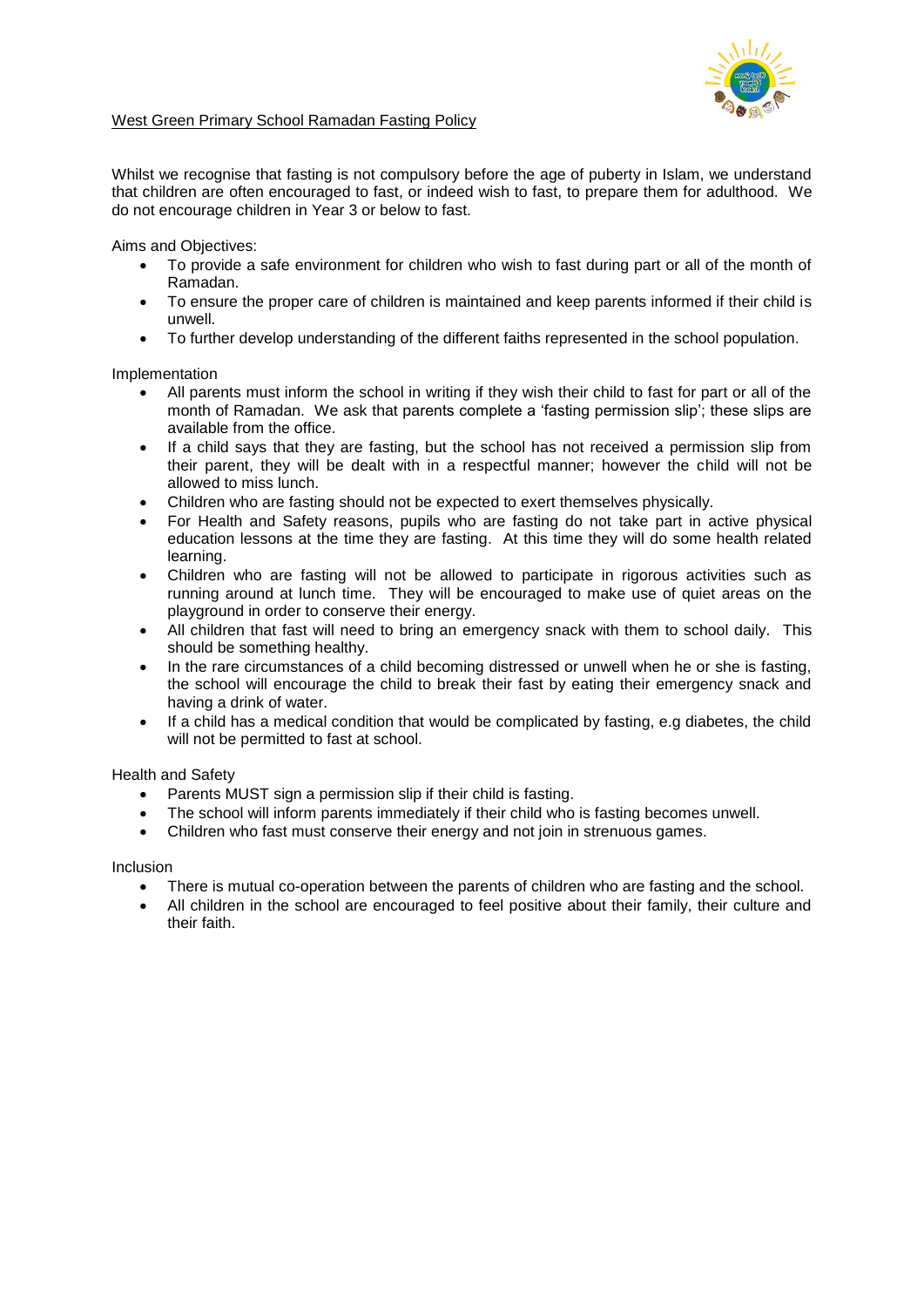# West Green Primary School Ramadan Fasting Policy

Whilst we recognise that fasting is not compulsory before the age of puberty in Islam, we understand that children are often encouraged to fast, or indeed wish to fast, to prepare them for adulthood. We do not encourage children in Year 3 or below to fast.

Aims and Objectives:

- To provide a safe environment for children who wish to fast during part or all of the month of Ramadan.
- To ensure the proper care of children is maintained and keep parents informed if their child is unwell.
- To further develop understanding of the different faiths represented in the school population.

Implementation

- All parents must inform the school in writing if they wish their child to fast for part or all of the month of Ramadan. We ask that parents complete a 'fasting permission slip'; these slips are available from the office.
- If a child says that they are fasting, but the school has not received a permission slip from their parent, they will be dealt with in a respectful manner; however the child will not be allowed to miss lunch.
- Children who are fasting should not be expected to exert themselves physically.
- For Health and Safety reasons, pupils who are fasting do not take part in active physical education lessons at the time they are fasting. At this time they will do some health related learning.
- Children who are fasting will not be allowed to participate in rigorous activities such as running around at lunch time. They will be encouraged to make use of quiet areas on the playground in order to conserve their energy.
- All children that fast will need to bring an emergency snack with them to school daily. This should be something healthy.
- In the rare circumstances of a child becoming distressed or unwell when he or she is fasting, the school will encourage the child to break their fast by eating their emergency snack and having a drink of water.
- If a child has a medical condition that would be complicated by fasting, e.g diabetes, the child will not be permitted to fast at school.

Health and Safety

- Parents MUST sign a permission slip if their child is fasting.
- The school will inform parents immediately if their child who is fasting becomes unwell.
- Children who fast must conserve their energy and not join in strenuous games.

Inclusion

- There is mutual co-operation between the parents of children who are fasting and the school.
- All children in the school are encouraged to feel positive about their family, their culture and their faith.